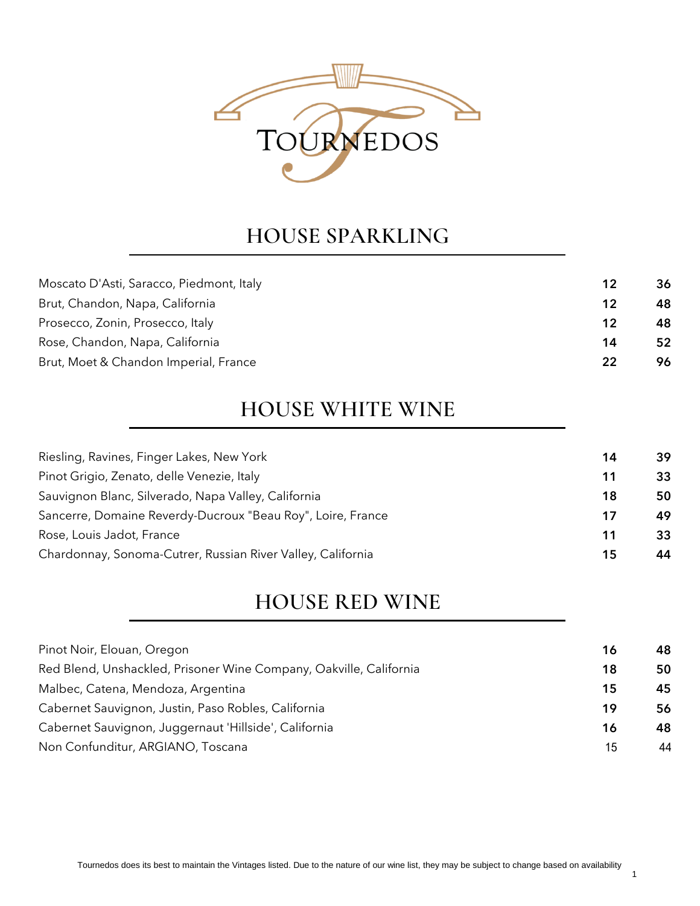# TOURNEDOS

## HOUSE SPARKLING

| | | |
|---|---|---|
| Moscato D'Asti, Saracco, Piedmont, Italy | **12** | **36** |
| Brut, Chandon, Napa, California | **12** | **48** |
| Prosecco, Zonin, Prosecco, Italy | **12** | **48** |
| Rose, Chandon, Napa, California | **14** | **52** |
| Brut, Moet & Chandon Imperial, France | **22** | **96** |

## HOUSE WHITE WINE

| | | |
|---|---|---|
| Riesling, Ravines, Finger Lakes, New York | **14** | **39** |
| Pinot Grigio, Zenato, delle Venezie, Italy | **11** | **33** |
| Sauvignon Blanc, Silverado, Napa Valley, California | **18** | **50** |
| Sancerre, Domaine Reverdy-Ducroux "Beau Roy", Loire, France | **17** | **49** |
| Rose, Louis Jadot, France | **11** | **33** |
| Chardonnay, Sonoma-Cutrer, Russian River Valley, California | **15** | **44** |

## HOUSE RED WINE

| | | |
|---|---|---|
| Pinot Noir, Elouan, Oregon | **16** | **48** |
| Red Blend, Unshackled, Prisoner Wine Company, Oakville, California | **18** | **50** |
| Malbec, Catena, Mendoza, Argentina | **15** | **45** |
| Cabernet Sauvignon, Justin, Paso Robles, California | **19** | **56** |
| Cabernet Sauvignon, Juggernaut 'Hillside', California | **16** | **48** |
| Non Confunditur, ARGIANO, Toscana | 15 | 44 |

Tournedos does its best to maintain the Vintages listed. Due to the nature of our wine list, they may be subject to change based on availability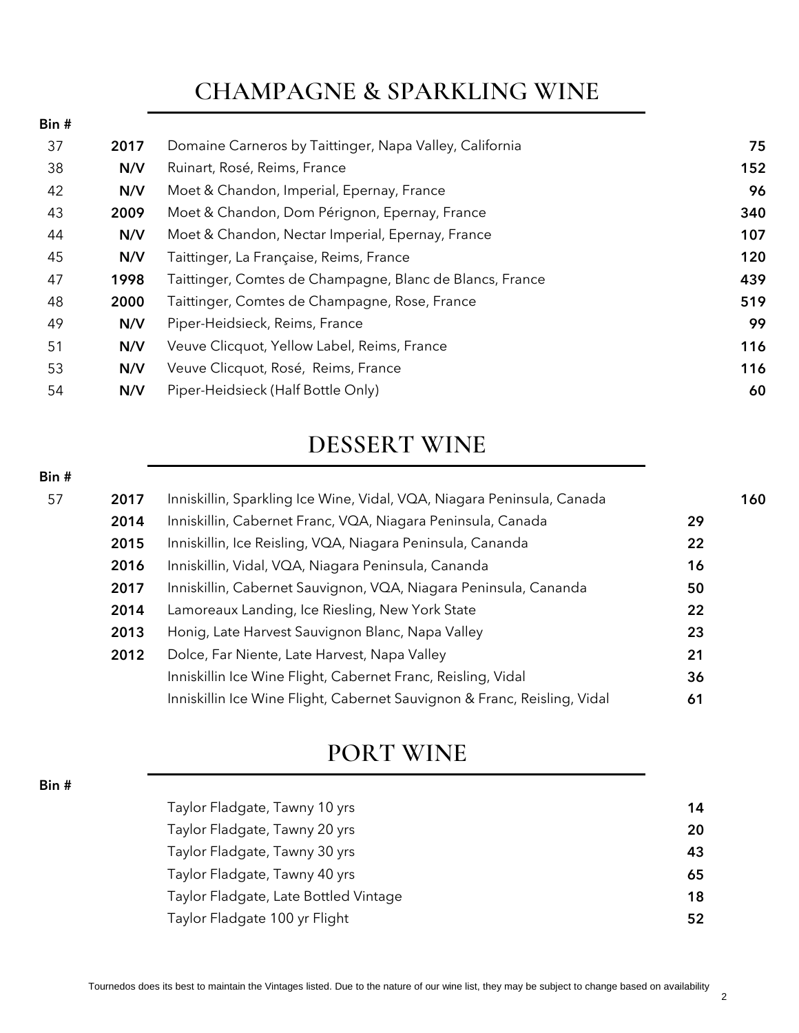# CHAMPAGNE & SPARKLING WINE

| Bin # | | | |
|---|---|---|---|
| 37 | **2017** | Domaine Carneros by Taittinger, Napa Valley, California | **75** |
| 38 | **N/V** | Ruinart, Rosé, Reims, France | **152** |
| 42 | **N/V** | Moet & Chandon, Imperial, Epernay, France | **96** |
| 43 | **2009** | Moet & Chandon, Dom Pérignon, Epernay, France | **340** |
| 44 | **N/V** | Moet & Chandon, Nectar Imperial, Epernay, France | **107** |
| 45 | **N/V** | Taittinger, La Française, Reims, France | **120** |
| 47 | **1998** | Taittinger, Comtes de Champagne, Blanc de Blancs, France | **439** |
| 48 | **2000** | Taittinger, Comtes de Champagne, Rose, France | **519** |
| 49 | **N/V** | Piper-Heidsieck, Reims, France | **99** |
| 51 | **N/V** | Veuve Clicquot, Yellow Label, Reims, France | **116** |
| 53 | **N/V** | Veuve Clicquot, Rosé, Reims, France | **116** |
| 54 | **N/V** | Piper-Heidsieck (Half Bottle Only) | **60** |

# DESSERT WINE

| Bin # | | | | |
|---|---|---|---|---|
| 57 | **2017** | Inniskillin, Sparkling Ice Wine, Vidal, VQA, Niagara Peninsula, Canada | | **160** |
| | **2014** | Inniskillin, Cabernet Franc, VQA, Niagara Peninsula, Canada | **29** | |
| | **2015** | Inniskillin, Ice Reisling, VQA, Niagara Peninsula, Cananda | **22** | |
| | **2016** | Inniskillin, Vidal, VQA, Niagara Peninsula, Cananda | **16** | |
| | **2017** | Inniskillin, Cabernet Sauvignon, VQA, Niagara Peninsula, Cananda | **50** | |
| | **2014** | Lamoreaux Landing, Ice Riesling, New York State | **22** | |
| | **2013** | Honig, Late Harvest Sauvignon Blanc, Napa Valley | **23** | |
| | **2012** | Dolce, Far Niente, Late Harvest, Napa Valley | **21** | |
| | | Inniskillin Ice Wine Flight, Cabernet Franc, Reisling, Vidal | **36** | |
| | | Inniskillin Ice Wine Flight, Cabernet Sauvignon & Franc, Reisling, Vidal | **61** | |

# PORT WINE

| Bin # | | |
|---|---|---|
| | Taylor Fladgate, Tawny 10 yrs | **14** |
| | Taylor Fladgate, Tawny 20 yrs | **20** |
| | Taylor Fladgate, Tawny 30 yrs | **43** |
| | Taylor Fladgate, Tawny 40 yrs | **65** |
| | Taylor Fladgate, Late Bottled Vintage | **18** |
| | Taylor Fladgate 100 yr Flight | **52** |

Tournedos does its best to maintain the Vintages listed. Due to the nature of our wine list, they may be subject to change based on availability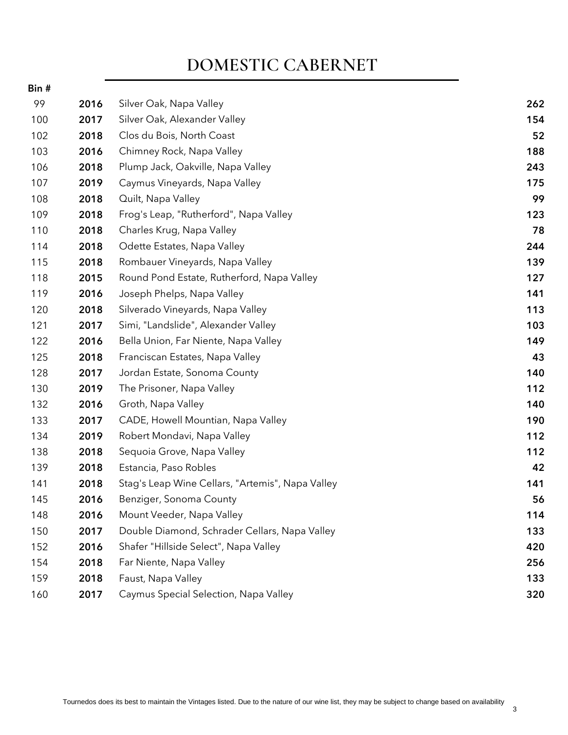# DOMESTIC CABERNET

| Bin # | | | |
|---|---|---|---|
| 99 | **2016** | Silver Oak, Napa Valley | **262** |
| 100 | **2017** | Silver Oak, Alexander Valley | **154** |
| 102 | **2018** | Clos du Bois, North Coast | **52** |
| 103 | **2016** | Chimney Rock, Napa Valley | **188** |
| 106 | **2018** | Plump Jack, Oakville, Napa Valley | **243** |
| 107 | **2019** | Caymus Vineyards, Napa Valley | **175** |
| 108 | **2018** | Quilt, Napa Valley | **99** |
| 109 | **2018** | Frog's Leap, "Rutherford", Napa Valley | **123** |
| 110 | **2018** | Charles Krug, Napa Valley | **78** |
| 114 | **2018** | Odette Estates, Napa Valley | **244** |
| 115 | **2018** | Rombauer Vineyards, Napa Valley | **139** |
| 118 | **2015** | Round Pond Estate, Rutherford, Napa Valley | **127** |
| 119 | **2016** | Joseph Phelps, Napa Valley | **141** |
| 120 | **2018** | Silverado Vineyards, Napa Valley | **113** |
| 121 | **2017** | Simi, "Landslide", Alexander Valley | **103** |
| 122 | **2016** | Bella Union, Far Niente, Napa Valley | **149** |
| 125 | **2018** | Franciscan Estates, Napa Valley | **43** |
| 128 | **2017** | Jordan Estate, Sonoma County | **140** |
| 130 | **2019** | The Prisoner, Napa Valley | **112** |
| 132 | **2016** | Groth, Napa Valley | **140** |
| 133 | **2017** | CADE, Howell Mountian, Napa Valley | **190** |
| 134 | **2019** | Robert Mondavi, Napa Valley | **112** |
| 138 | **2018** | Sequoia Grove, Napa Valley | **112** |
| 139 | **2018** | Estancia, Paso Robles | **42** |
| 141 | **2018** | Stag's Leap Wine Cellars, "Artemis", Napa Valley | **141** |
| 145 | **2016** | Benziger, Sonoma County | **56** |
| 148 | **2016** | Mount Veeder, Napa Valley | **114** |
| 150 | **2017** | Double Diamond, Schrader Cellars, Napa Valley | **133** |
| 152 | **2016** | Shafer "Hillside Select", Napa Valley | **420** |
| 154 | **2018** | Far Niente, Napa Valley | **256** |
| 159 | **2018** | Faust, Napa Valley | **133** |
| 160 | **2017** | Caymus Special Selection, Napa Valley | **320** |

Tournedos does its best to maintain the Vintages listed. Due to the nature of our wine list, they may be subject to change based on availability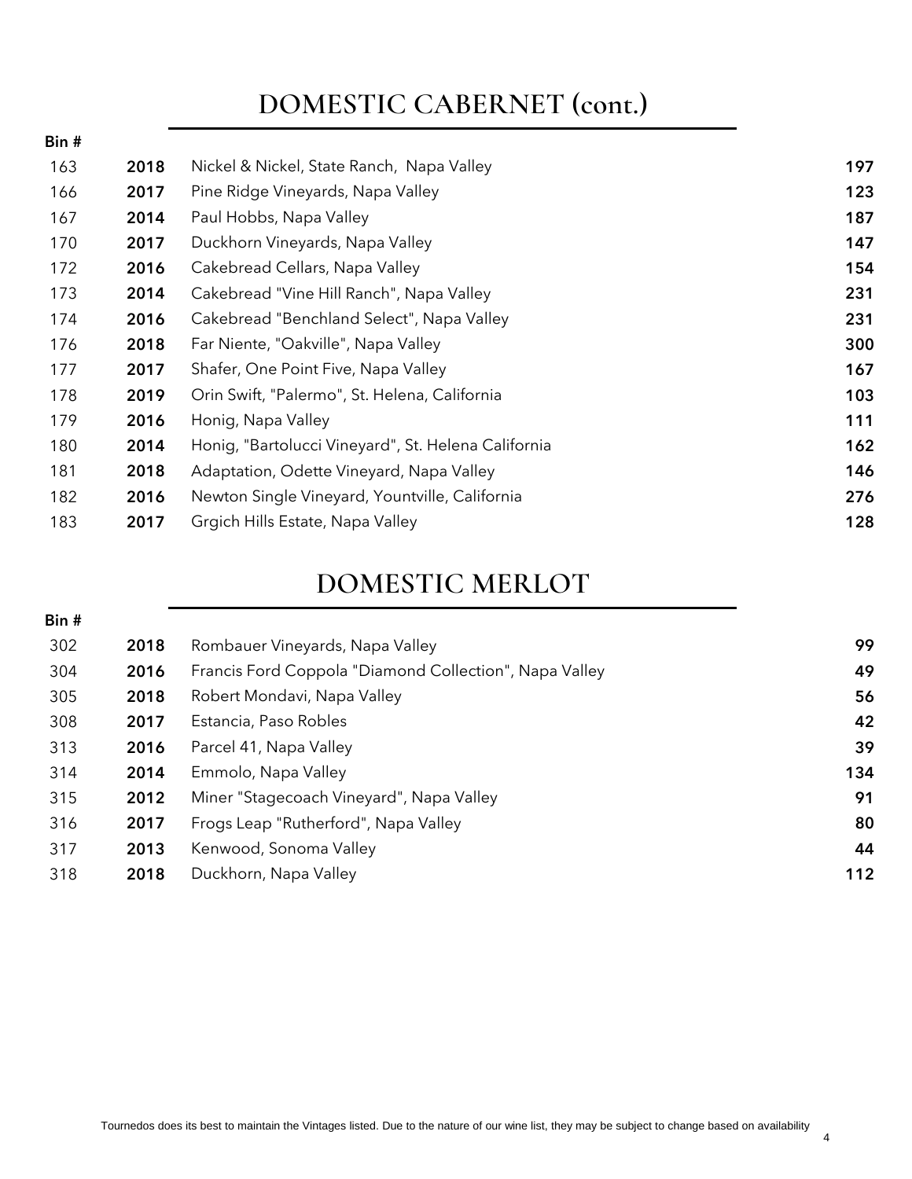## DOMESTIC CABERNET (cont.)

| Bin # | | | |
|---|---|---|---|
| 163 | **2018** | Nickel & Nickel, State Ranch, Napa Valley | **197** |
| 166 | **2017** | Pine Ridge Vineyards, Napa Valley | **123** |
| 167 | **2014** | Paul Hobbs, Napa Valley | **187** |
| 170 | **2017** | Duckhorn Vineyards, Napa Valley | **147** |
| 172 | **2016** | Cakebread Cellars, Napa Valley | **154** |
| 173 | **2014** | Cakebread "Vine Hill Ranch", Napa Valley | **231** |
| 174 | **2016** | Cakebread "Benchland Select", Napa Valley | **231** |
| 176 | **2018** | Far Niente, "Oakville", Napa Valley | **300** |
| 177 | **2017** | Shafer, One Point Five, Napa Valley | **167** |
| 178 | **2019** | Orin Swift, "Palermo", St. Helena, California | **103** |
| 179 | **2016** | Honig, Napa Valley | **111** |
| 180 | **2014** | Honig, "Bartolucci Vineyard", St. Helena California | **162** |
| 181 | **2018** | Adaptation, Odette Vineyard, Napa Valley | **146** |
| 182 | **2016** | Newton Single Vineyard, Yountville, California | **276** |
| 183 | **2017** | Grgich Hills Estate, Napa Valley | **128** |

## DOMESTIC MERLOT

| Bin # | | | |
|---|---|---|---|
| 302 | **2018** | Rombauer Vineyards, Napa Valley | **99** |
| 304 | **2016** | Francis Ford Coppola "Diamond Collection", Napa Valley | **49** |
| 305 | **2018** | Robert Mondavi, Napa Valley | **56** |
| 308 | **2017** | Estancia, Paso Robles | **42** |
| 313 | **2016** | Parcel 41, Napa Valley | **39** |
| 314 | **2014** | Emmolo, Napa Valley | **134** |
| 315 | **2012** | Miner "Stagecoach Vineyard", Napa Valley | **91** |
| 316 | **2017** | Frogs Leap "Rutherford", Napa Valley | **80** |
| 317 | **2013** | Kenwood, Sonoma Valley | **44** |
| 318 | **2018** | Duckhorn, Napa Valley | **112** |

Tournedos does its best to maintain the Vintages listed. Due to the nature of our wine list, they may be subject to change based on availability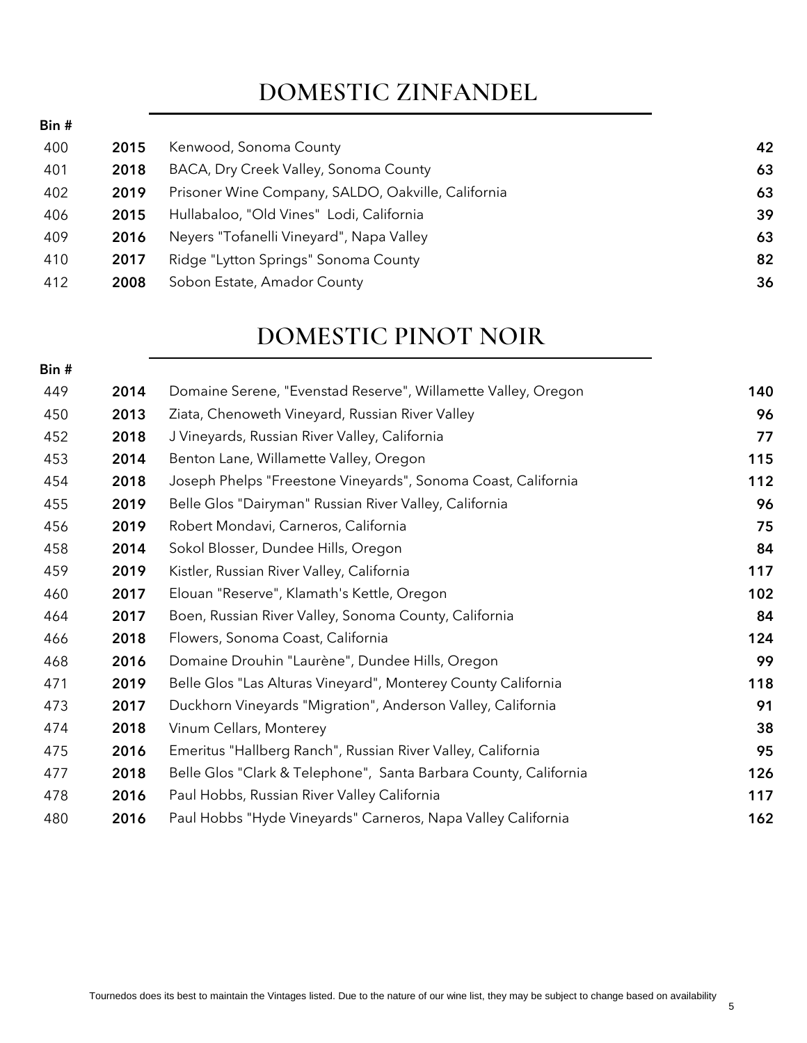## DOMESTIC ZINFANDEL

| Bin # | | | |
|---|---|---|---|
| 400 | **2015** | Kenwood, Sonoma County | **42** |
| 401 | **2018** | BACA, Dry Creek Valley, Sonoma County | **63** |
| 402 | **2019** | Prisoner Wine Company, SALDO, Oakville, California | **63** |
| 406 | **2015** | Hullabaloo, "Old Vines" Lodi, California | **39** |
| 409 | **2016** | Neyers "Tofanelli Vineyard", Napa Valley | **63** |
| 410 | **2017** | Ridge "Lytton Springs" Sonoma County | **82** |
| 412 | **2008** | Sobon Estate, Amador County | **36** |

## DOMESTIC PINOT NOIR

| Bin # | | | |
|---|---|---|---|
| 449 | **2014** | Domaine Serene, "Evenstad Reserve", Willamette Valley, Oregon | **140** |
| 450 | **2013** | Ziata, Chenoweth Vineyard, Russian River Valley | **96** |
| 452 | **2018** | J Vineyards, Russian River Valley, California | **77** |
| 453 | **2014** | Benton Lane, Willamette Valley, Oregon | **115** |
| 454 | **2018** | Joseph Phelps "Freestone Vineyards", Sonoma Coast, California | **112** |
| 455 | **2019** | Belle Glos "Dairyman" Russian River Valley, California | **96** |
| 456 | **2019** | Robert Mondavi, Carneros, California | **75** |
| 458 | **2014** | Sokol Blosser, Dundee Hills, Oregon | **84** |
| 459 | **2019** | Kistler, Russian River Valley, California | **117** |
| 460 | **2017** | Elouan "Reserve", Klamath's Kettle, Oregon | **102** |
| 464 | **2017** | Boen, Russian River Valley, Sonoma County, California | **84** |
| 466 | **2018** | Flowers, Sonoma Coast, California | **124** |
| 468 | **2016** | Domaine Drouhin "Laurène", Dundee Hills, Oregon | **99** |
| 471 | **2019** | Belle Glos "Las Alturas Vineyard", Monterey County California | **118** |
| 473 | **2017** | Duckhorn Vineyards "Migration", Anderson Valley, California | **91** |
| 474 | **2018** | Vinum Cellars, Monterey | **38** |
| 475 | **2016** | Emeritus "Hallberg Ranch", Russian River Valley, California | **95** |
| 477 | **2018** | Belle Glos "Clark & Telephone", Santa Barbara County, California | **126** |
| 478 | **2016** | Paul Hobbs, Russian River Valley California | **117** |
| 480 | **2016** | Paul Hobbs "Hyde Vineyards" Carneros, Napa Valley California | **162** |

Tournedos does its best to maintain the Vintages listed. Due to the nature of our wine list, they may be subject to change based on availability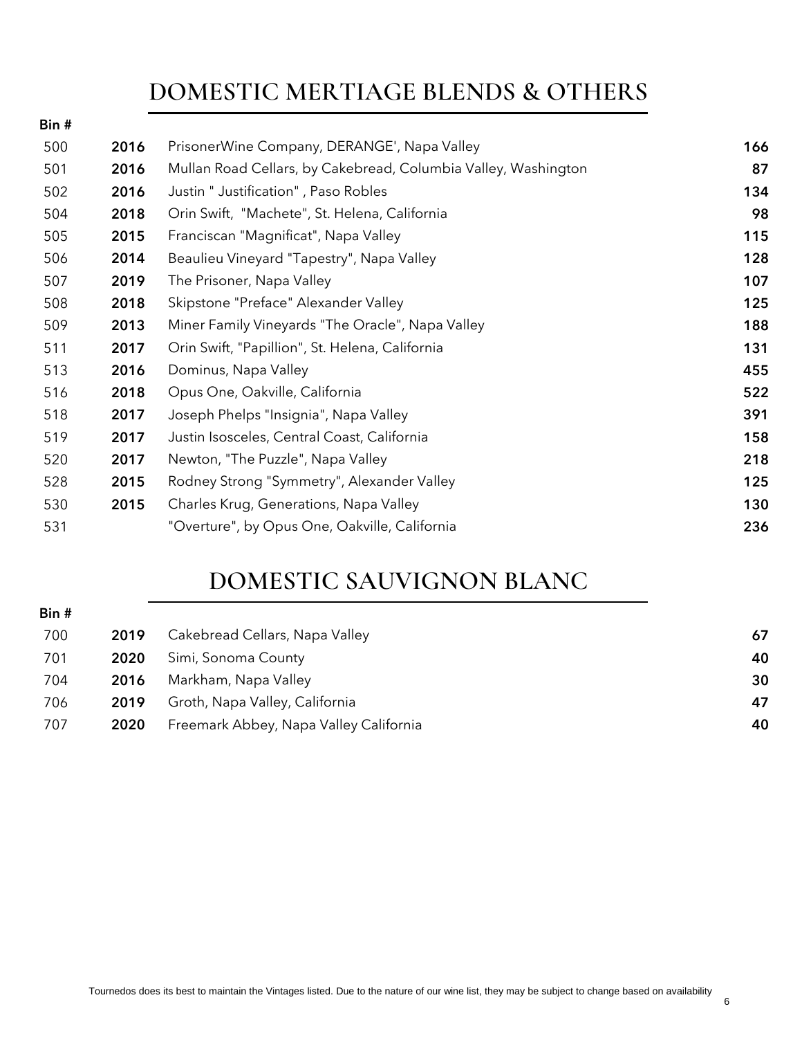## DOMESTIC MERTIAGE BLENDS & OTHERS

| Bin # | | | |
|---|---|---|---|
| 500 | **2016** | PrisonerWine Company, DERANGE', Napa Valley | **166** |
| 501 | **2016** | Mullan Road Cellars, by Cakebread, Columbia Valley, Washington | **87** |
| 502 | **2016** | Justin " Justification" , Paso Robles | **134** |
| 504 | **2018** | Orin Swift, "Machete", St. Helena, California | **98** |
| 505 | **2015** | Franciscan "Magnificat", Napa Valley | **115** |
| 506 | **2014** | Beaulieu Vineyard "Tapestry", Napa Valley | **128** |
| 507 | **2019** | The Prisoner, Napa Valley | **107** |
| 508 | **2018** | Skipstone "Preface" Alexander Valley | **125** |
| 509 | **2013** | Miner Family Vineyards "The Oracle", Napa Valley | **188** |
| 511 | **2017** | Orin Swift, "Papillion", St. Helena, California | **131** |
| 513 | **2016** | Dominus, Napa Valley | **455** |
| 516 | **2018** | Opus One, Oakville, California | **522** |
| 518 | **2017** | Joseph Phelps "Insignia", Napa Valley | **391** |
| 519 | **2017** | Justin Isosceles, Central Coast, California | **158** |
| 520 | **2017** | Newton, "The Puzzle", Napa Valley | **218** |
| 528 | **2015** | Rodney Strong "Symmetry", Alexander Valley | **125** |
| 530 | **2015** | Charles Krug, Generations, Napa Valley | **130** |
| 531 | | "Overture", by Opus One, Oakville, California | **236** |

## DOMESTIC SAUVIGNON BLANC

| Bin # | | | |
|---|---|---|---|
| 700 | **2019** | Cakebread Cellars, Napa Valley | **67** |
| 701 | **2020** | Simi, Sonoma County | **40** |
| 704 | **2016** | Markham, Napa Valley | **30** |
| 706 | **2019** | Groth, Napa Valley, California | **47** |
| 707 | **2020** | Freemark Abbey, Napa Valley California | **40** |

Tournedos does its best to maintain the Vintages listed. Due to the nature of our wine list, they may be subject to change based on availability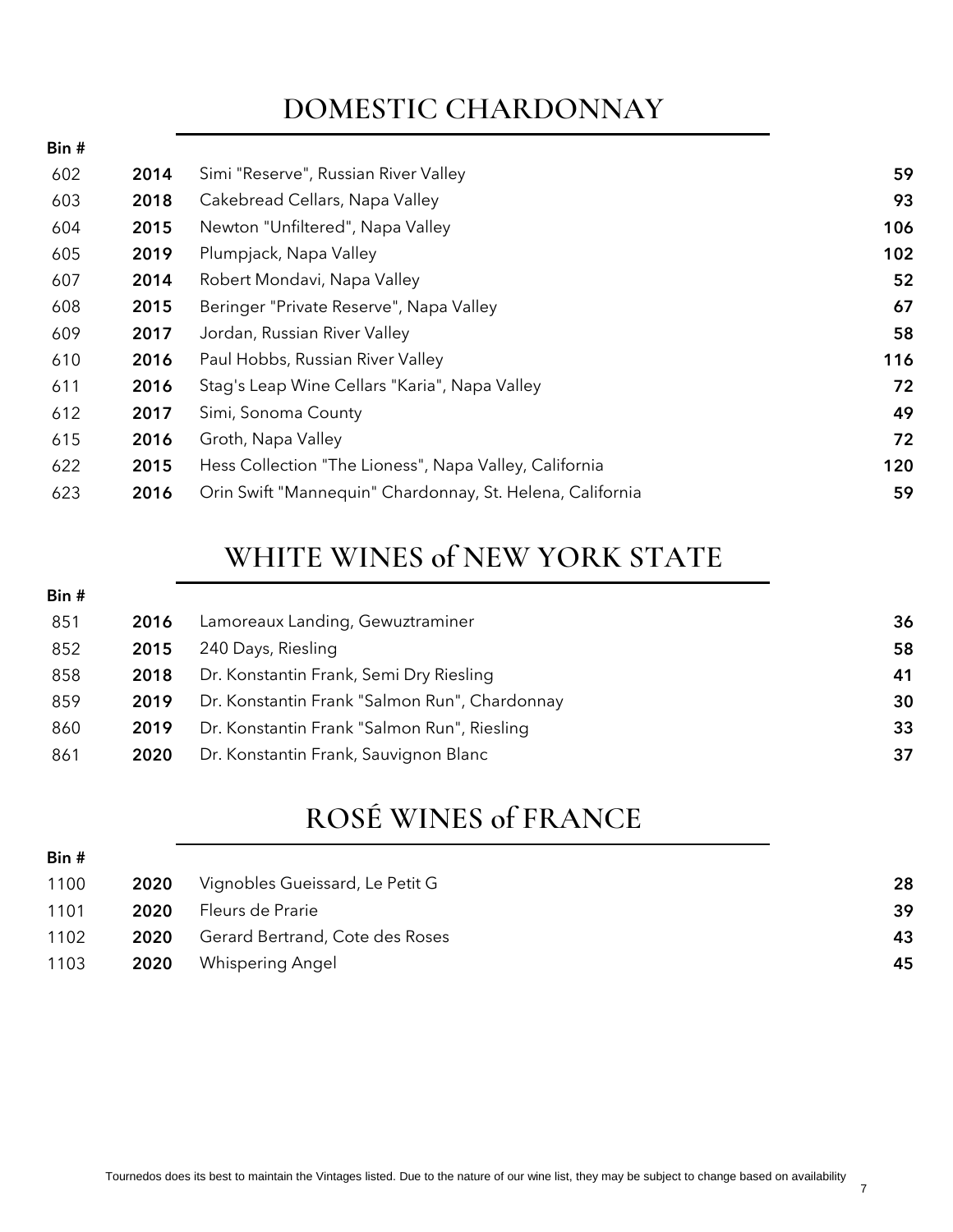## DOMESTIC CHARDONNAY

| Bin # | | | |
|---|---|---|---|
| 602 | **2014** | Simi "Reserve", Russian River Valley | **59** |
| 603 | **2018** | Cakebread Cellars, Napa Valley | **93** |
| 604 | **2015** | Newton "Unfiltered", Napa Valley | **106** |
| 605 | **2019** | Plumpjack, Napa Valley | **102** |
| 607 | **2014** | Robert Mondavi, Napa Valley | **52** |
| 608 | **2015** | Beringer "Private Reserve", Napa Valley | **67** |
| 609 | **2017** | Jordan, Russian River Valley | **58** |
| 610 | **2016** | Paul Hobbs, Russian River Valley | **116** |
| 611 | **2016** | Stag's Leap Wine Cellars "Karia", Napa Valley | **72** |
| 612 | **2017** | Simi, Sonoma County | **49** |
| 615 | **2016** | Groth, Napa Valley | **72** |
| 622 | **2015** | Hess Collection "The Lioness", Napa Valley, California | **120** |
| 623 | **2016** | Orin Swift "Mannequin" Chardonnay, St. Helena, California | **59** |

## WHITE WINES of NEW YORK STATE

| Bin # | | | |
|---|---|---|---|
| 851 | **2016** | Lamoreaux Landing, Gewuztraminer | **36** |
| 852 | **2015** | 240 Days, Riesling | **58** |
| 858 | **2018** | Dr. Konstantin Frank, Semi Dry Riesling | **41** |
| 859 | **2019** | Dr. Konstantin Frank "Salmon Run", Chardonnay | **30** |
| 860 | **2019** | Dr. Konstantin Frank "Salmon Run", Riesling | **33** |
| 861 | **2020** | Dr. Konstantin Frank, Sauvignon Blanc | **37** |

## ROSÉ WINES of FRANCE

| Bin # | | | |
|---|---|---|---|
| 1100 | **2020** | Vignobles Gueissard, Le Petit G | **28** |
| 1101 | **2020** | Fleurs de Prarie | **39** |
| 1102 | **2020** | Gerard Bertrand, Cote des Roses | **43** |
| 1103 | **2020** | Whispering Angel | **45** |

Tournedos does its best to maintain the Vintages listed. Due to the nature of our wine list, they may be subject to change based on availability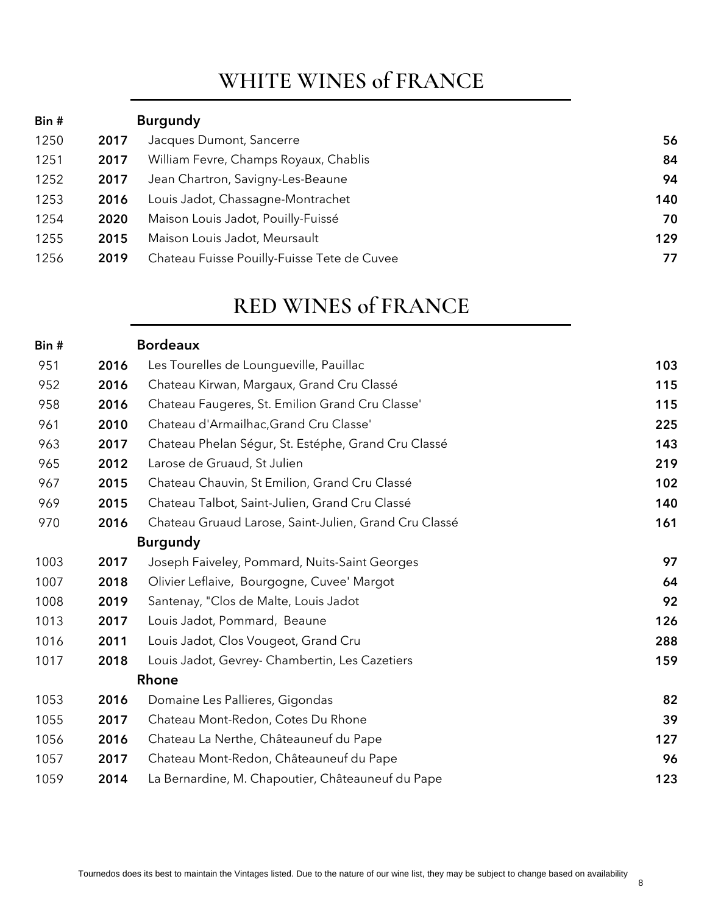# WHITE WINES of FRANCE

| Bin # | | Burgundy | |
|---|---|---|---|
| 1250 | 2017 | Jacques Dumont, Sancerre | 56 |
| 1251 | 2017 | William Fevre, Champs Royaux, Chablis | 84 |
| 1252 | 2017 | Jean Chartron, Savigny-Les-Beaune | 94 |
| 1253 | 2016 | Louis Jadot, Chassagne-Montrachet | 140 |
| 1254 | 2020 | Maison Louis Jadot, Pouilly-Fuissé | 70 |
| 1255 | 2015 | Maison Louis Jadot, Meursault | 129 |
| 1256 | 2019 | Chateau Fuisse Pouilly-Fuisse Tete de Cuvee | 77 |

# RED WINES of FRANCE

| Bin # | | Bordeaux | |
|---|---|---|---|
| 951 | 2016 | Les Tourelles de Loungueville, Pauillac | 103 |
| 952 | 2016 | Chateau Kirwan, Margaux, Grand Cru Classé | 115 |
| 958 | 2016 | Chateau Faugeres, St. Emilion Grand Cru Classe' | 115 |
| 961 | 2010 | Chateau d'Armailhac,Grand Cru Classe' | 225 |
| 963 | 2017 | Chateau Phelan Ségur, St. Estéphe, Grand Cru Classé | 143 |
| 965 | 2012 | Larose de Gruaud, St Julien | 219 |
| 967 | 2015 | Chateau Chauvin, St Emilion, Grand Cru Classé | 102 |
| 969 | 2015 | Chateau Talbot, Saint-Julien, Grand Cru Classé | 140 |
| 970 | 2016 | Chateau Gruaud Larose, Saint-Julien, Grand Cru Classé | 161 |
| | | **Burgundy** | |
| 1003 | 2017 | Joseph Faiveley, Pommard, Nuits-Saint Georges | 97 |
| 1007 | 2018 | Olivier Leflaive, Bourgogne, Cuvee' Margot | 64 |
| 1008 | 2019 | Santenay, "Clos de Malte, Louis Jadot | 92 |
| 1013 | 2017 | Louis Jadot, Pommard, Beaune | 126 |
| 1016 | 2011 | Louis Jadot, Clos Vougeot, Grand Cru | 288 |
| 1017 | 2018 | Louis Jadot, Gevrey- Chambertin, Les Cazetiers | 159 |
| | | **Rhone** | |
| 1053 | 2016 | Domaine Les Pallieres, Gigondas | 82 |
| 1055 | 2017 | Chateau Mont-Redon, Cotes Du Rhone | 39 |
| 1056 | 2016 | Chateau La Nerthe, Châteauneuf du Pape | 127 |
| 1057 | 2017 | Chateau Mont-Redon, Châteauneuf du Pape | 96 |
| 1059 | 2014 | La Bernardine, M. Chapoutier, Châteauneuf du Pape | 123 |

Tournedos does its best to maintain the Vintages listed. Due to the nature of our wine list, they may be subject to change based on availability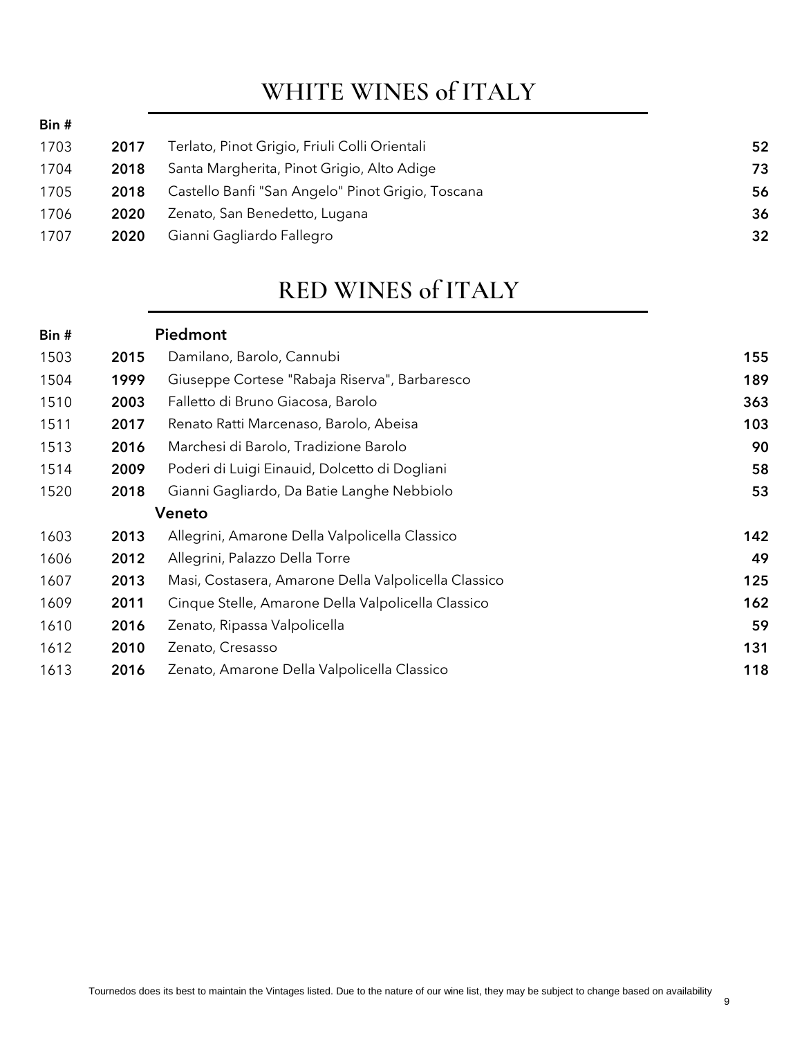# WHITE WINES of ITALY

| Bin # | | | |
|---|---|---|---|
| 1703 | **2017** | Terlato, Pinot Grigio, Friuli Colli Orientali | **52** |
| 1704 | **2018** | Santa Margherita, Pinot Grigio, Alto Adige | **73** |
| 1705 | **2018** | Castello Banfi "San Angelo" Pinot Grigio, Toscana | **56** |
| 1706 | **2020** | Zenato, San Benedetto, Lugana | **36** |
| 1707 | **2020** | Gianni Gagliardo Fallegro | **32** |

# RED WINES of ITALY

| Bin # | | **Piedmont** | |
|---|---|---|---|
| 1503 | **2015** | Damilano, Barolo, Cannubi | **155** |
| 1504 | **1999** | Giuseppe Cortese "Rabaja Riserva", Barbaresco | **189** |
| 1510 | **2003** | Falletto di Bruno Giacosa, Barolo | **363** |
| 1511 | **2017** | Renato Ratti Marcenaso, Barolo, Abeisa | **103** |
| 1513 | **2016** | Marchesi di Barolo, Tradizione Barolo | **90** |
| 1514 | **2009** | Poderi di Luigi Einauid, Dolcetto di Dogliani | **58** |
| 1520 | **2018** | Gianni Gagliardo, Da Batie Langhe Nebbiolo | **53** |
| | | **Veneto** | |
| 1603 | **2013** | Allegrini, Amarone Della Valpolicella Classico | **142** |
| 1606 | **2012** | Allegrini, Palazzo Della Torre | **49** |
| 1607 | **2013** | Masi, Costasera, Amarone Della Valpolicella Classico | **125** |
| 1609 | **2011** | Cinque Stelle, Amarone Della Valpolicella Classico | **162** |
| 1610 | **2016** | Zenato, Ripassa Valpolicella | **59** |
| 1612 | **2010** | Zenato, Cresasso | **131** |
| 1613 | **2016** | Zenato, Amarone Della Valpolicella Classico | **118** |

Tournedos does its best to maintain the Vintages listed. Due to the nature of our wine list, they may be subject to change based on availability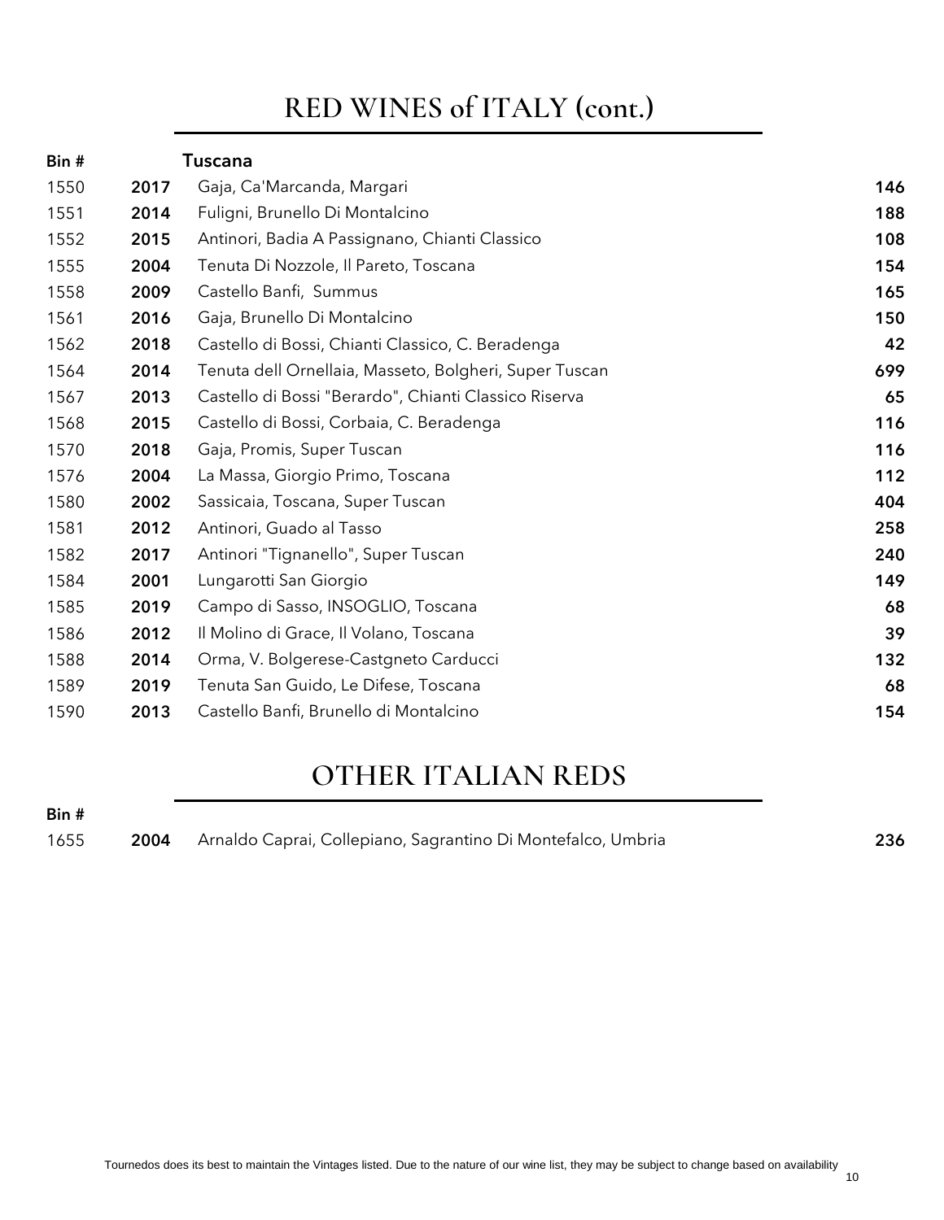# RED WINES of ITALY (cont.)

| Bin # | | Tuscana | |
|---|---|---|---|
| 1550 | **2017** | Gaja, Ca'Marcanda, Margari | **146** |
| 1551 | **2014** | Fuligni, Brunello Di Montalcino | **188** |
| 1552 | **2015** | Antinori, Badia A Passignano, Chianti Classico | **108** |
| 1555 | **2004** | Tenuta Di Nozzole, Il Pareto, Toscana | **154** |
| 1558 | **2009** | Castello Banfi, Summus | **165** |
| 1561 | **2016** | Gaja, Brunello Di Montalcino | **150** |
| 1562 | **2018** | Castello di Bossi, Chianti Classico, C. Beradenga | **42** |
| 1564 | **2014** | Tenuta dell Ornellaia, Masseto, Bolgheri, Super Tuscan | **699** |
| 1567 | **2013** | Castello di Bossi "Berardo", Chianti Classico Riserva | **65** |
| 1568 | **2015** | Castello di Bossi, Corbaia, C. Beradenga | **116** |
| 1570 | **2018** | Gaja, Promis, Super Tuscan | **116** |
| 1576 | **2004** | La Massa, Giorgio Primo, Toscana | **112** |
| 1580 | **2002** | Sassicaia, Toscana, Super Tuscan | **404** |
| 1581 | **2012** | Antinori, Guado al Tasso | **258** |
| 1582 | **2017** | Antinori "Tignanello", Super Tuscan | **240** |
| 1584 | **2001** | Lungarotti San Giorgio | **149** |
| 1585 | **2019** | Campo di Sasso, INSOGLIO, Toscana | **68** |
| 1586 | **2012** | Il Molino di Grace, Il Volano, Toscana | **39** |
| 1588 | **2014** | Orma, V. Bolgerese-Castgneto Carducci | **132** |
| 1589 | **2019** | Tenuta San Guido, Le Difese, Toscana | **68** |
| 1590 | **2013** | Castello Banfi, Brunello di Montalcino | **154** |

# OTHER ITALIAN REDS

| Bin # | | | |
|---|---|---|---|
| 1655 | **2004** | Arnaldo Caprai, Collepiano, Sagrantino Di Montefalco, Umbria | **236** |

Tournedos does its best to maintain the Vintages listed. Due to the nature of our wine list, they may be subject to change based on availability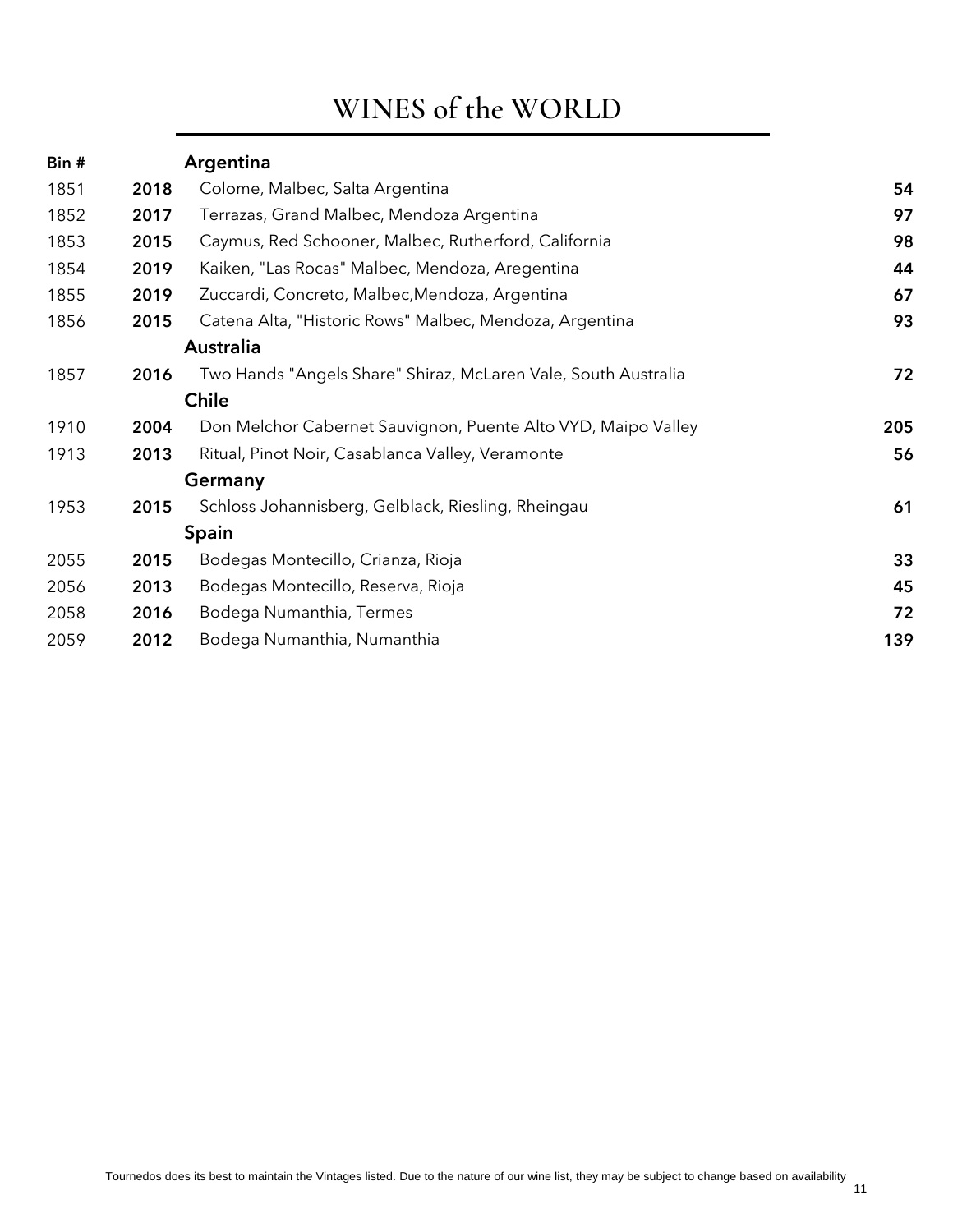# WINES of the WORLD

| Bin # | | | |
|---|---|---|---|
| | | **Argentina** | |
| 1851 | **2018** | Colome, Malbec, Salta Argentina | **54** |
| 1852 | **2017** | Terrazas, Grand Malbec, Mendoza Argentina | **97** |
| 1853 | **2015** | Caymus, Red Schooner, Malbec, Rutherford, California | **98** |
| 1854 | **2019** | Kaiken, "Las Rocas" Malbec, Mendoza, Aregentina | **44** |
| 1855 | **2019** | Zuccardi, Concreto, Malbec,Mendoza, Argentina | **67** |
| 1856 | **2015** | Catena Alta, "Historic Rows" Malbec, Mendoza, Argentina | **93** |
| | | **Australia** | |
| 1857 | **2016** | Two Hands "Angels Share" Shiraz, McLaren Vale, South Australia | **72** |
| | | **Chile** | |
| 1910 | **2004** | Don Melchor Cabernet Sauvignon, Puente Alto VYD, Maipo Valley | **205** |
| 1913 | **2013** | Ritual, Pinot Noir, Casablanca Valley, Veramonte | **56** |
| | | **Germany** | |
| 1953 | **2015** | Schloss Johannisberg, Gelblack, Riesling, Rheingau | **61** |
| | | **Spain** | |
| 2055 | **2015** | Bodegas Montecillo, Crianza, Rioja | **33** |
| 2056 | **2013** | Bodegas Montecillo, Reserva, Rioja | **45** |
| 2058 | **2016** | Bodega Numanthia, Termes | **72** |
| 2059 | **2012** | Bodega Numanthia, Numanthia | **139** |

Tournedos does its best to maintain the Vintages listed. Due to the nature of our wine list, they may be subject to change based on availability